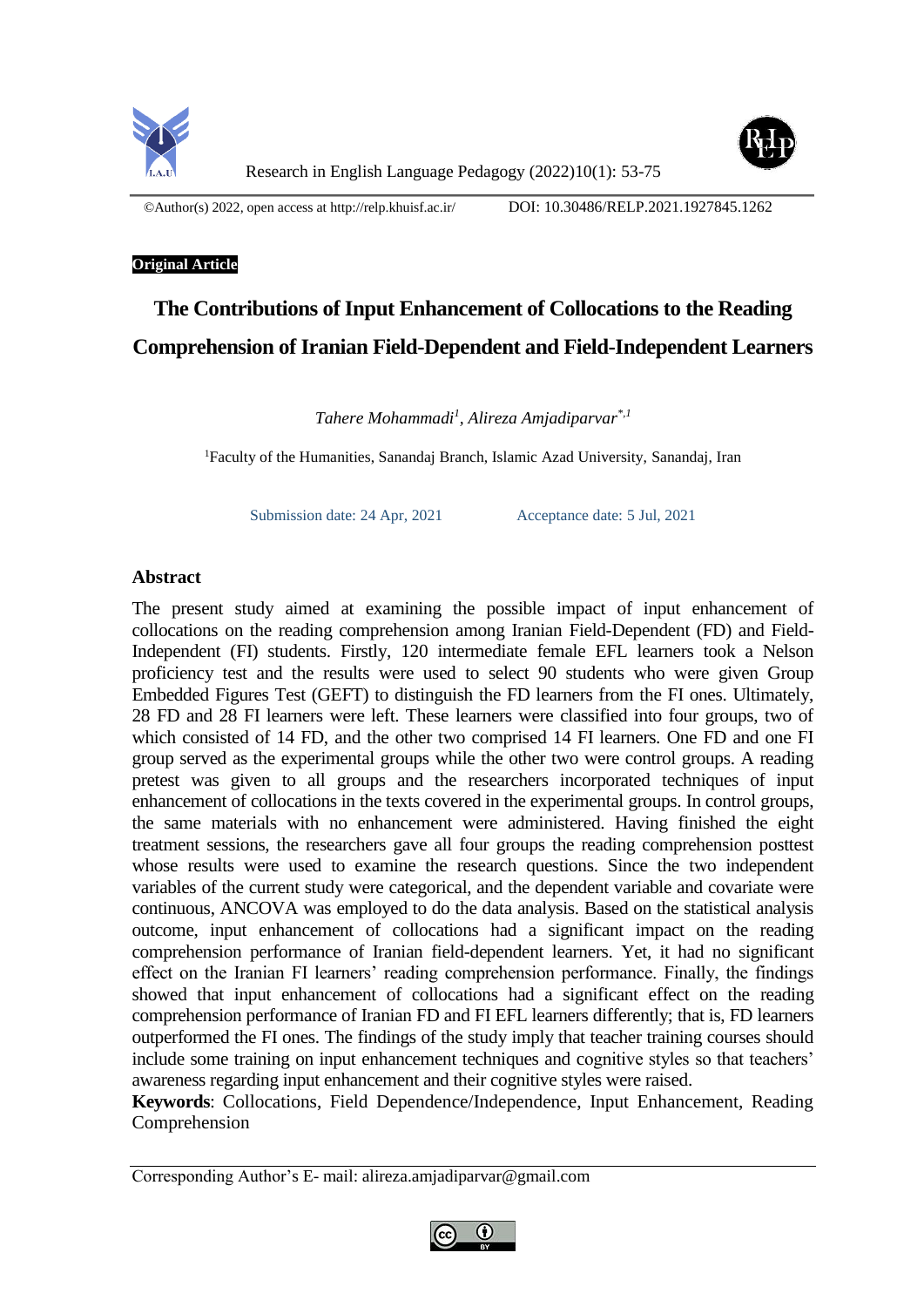Research in English Language Pedagogy (2022)10(1): 53-75

©Author(s) 2022, open access at http://relp.khuisf.ac.ir/ DOI: 10.30486/RELP.2021.1927845.1262

**Original Article**

# The Contributions of Input Enhancement of Collocations to the Reading Comprehension of Iranian Field-Dependent and Field-Independent Learners

*Tahere Mohammadi*[1], *Alireza Amjadiparvar*[*,1]

[1]Faculty of the Humanities, Sanandaj Branch, Islamic Azad University, Sanandaj, Iran

Submission date: 24 Apr, 2021 Acceptance date: 5 Jul, 2021

## Abstract

The present study aimed at examining the possible impact of input enhancement of collocations on the reading comprehension among Iranian Field-Dependent (FD) and Field-Independent (FI) students. Firstly, 120 intermediate female EFL learners took a Nelson proficiency test and the results were used to select 90 students who were given Group Embedded Figures Test (GEFT) to distinguish the FD learners from the FI ones. Ultimately, 28 FD and 28 FI learners were left. These learners were classified into four groups, two of which consisted of 14 FD, and the other two comprised 14 FI learners. One FD and one FI group served as the experimental groups while the other two were control groups. A reading pretest was given to all groups and the researchers incorporated techniques of input enhancement of collocations in the texts covered in the experimental groups. In control groups, the same materials with no enhancement were administered. Having finished the eight treatment sessions, the researchers gave all four groups the reading comprehension posttest whose results were used to examine the research questions. Since the two independent variables of the current study were categorical, and the dependent variable and covariate were continuous, ANCOVA was employed to do the data analysis. Based on the statistical analysis outcome, input enhancement of collocations had a significant impact on the reading comprehension performance of Iranian field-dependent learners. Yet, it had no significant effect on the Iranian FI learners' reading comprehension performance. Finally, the findings showed that input enhancement of collocations had a significant effect on the reading comprehension performance of Iranian FD and FI EFL learners differently; that is, FD learners outperformed the FI ones. The findings of the study imply that teacher training courses should include some training on input enhancement techniques and cognitive styles so that teachers' awareness regarding input enhancement and their cognitive styles were raised.

**Keywords**: Collocations, Field Dependence/Independence, Input Enhancement, Reading Comprehension

Corresponding Author's E- mail: alireza.amjadiparvar@gmail.com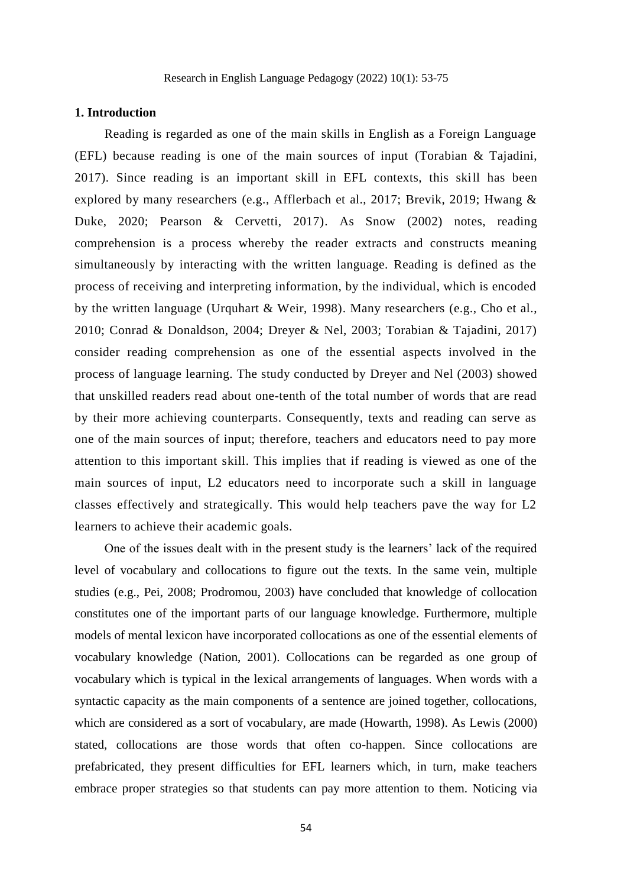## 1. Introduction

Reading is regarded as one of the main skills in English as a Foreign Language (EFL) because reading is one of the main sources of input (Torabian & Tajadini, 2017). Since reading is an important skill in EFL contexts, this skill has been explored by many researchers (e.g., Afflerbach et al., 2017; Brevik, 2019; Hwang & Duke, 2020; Pearson & Cervetti, 2017). As Snow (2002) notes, reading comprehension is a process whereby the reader extracts and constructs meaning simultaneously by interacting with the written language. Reading is defined as the process of receiving and interpreting information, by the individual, which is encoded by the written language (Urquhart & Weir, 1998). Many researchers (e.g., Cho et al., 2010; Conrad & Donaldson, 2004; Dreyer & Nel, 2003; Torabian & Tajadini, 2017) consider reading comprehension as one of the essential aspects involved in the process of language learning. The study conducted by Dreyer and Nel (2003) showed that unskilled readers read about one-tenth of the total number of words that are read by their more achieving counterparts. Consequently, texts and reading can serve as one of the main sources of input; therefore, teachers and educators need to pay more attention to this important skill. This implies that if reading is viewed as one of the main sources of input, L2 educators need to incorporate such a skill in language classes effectively and strategically. This would help teachers pave the way for L2 learners to achieve their academic goals.

One of the issues dealt with in the present study is the learners' lack of the required level of vocabulary and collocations to figure out the texts. In the same vein, multiple studies (e.g., Pei, 2008; Prodromou, 2003) have concluded that knowledge of collocation constitutes one of the important parts of our language knowledge. Furthermore, multiple models of mental lexicon have incorporated collocations as one of the essential elements of vocabulary knowledge (Nation, 2001). Collocations can be regarded as one group of vocabulary which is typical in the lexical arrangements of languages. When words with a syntactic capacity as the main components of a sentence are joined together, collocations, which are considered as a sort of vocabulary, are made (Howarth, 1998). As Lewis (2000) stated, collocations are those words that often co-happen. Since collocations are prefabricated, they present difficulties for EFL learners which, in turn, make teachers embrace proper strategies so that students can pay more attention to them. Noticing via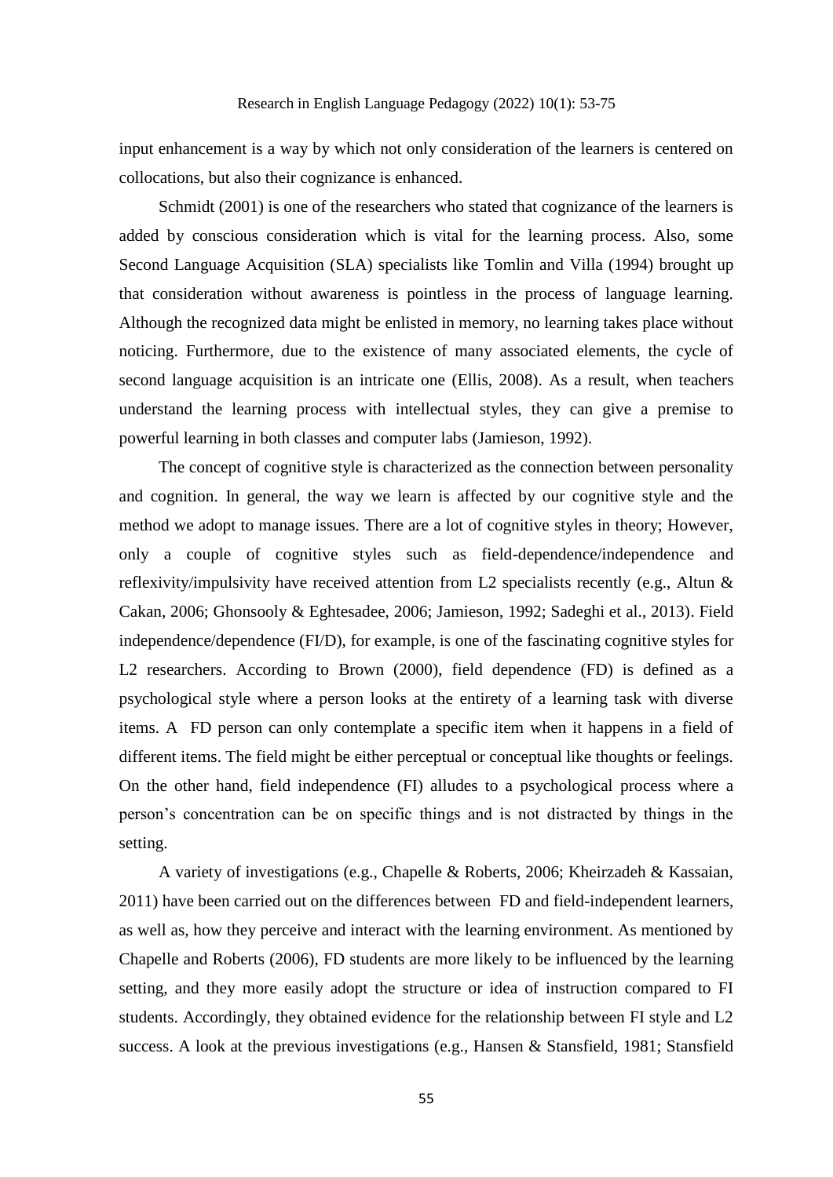input enhancement is a way by which not only consideration of the learners is centered on collocations, but also their cognizance is enhanced.

Schmidt (2001) is one of the researchers who stated that cognizance of the learners is added by conscious consideration which is vital for the learning process. Also, some Second Language Acquisition (SLA) specialists like Tomlin and Villa (1994) brought up that consideration without awareness is pointless in the process of language learning. Although the recognized data might be enlisted in memory, no learning takes place without noticing. Furthermore, due to the existence of many associated elements, the cycle of second language acquisition is an intricate one (Ellis, 2008). As a result, when teachers understand the learning process with intellectual styles, they can give a premise to powerful learning in both classes and computer labs (Jamieson, 1992).

The concept of cognitive style is characterized as the connection between personality and cognition. In general, the way we learn is affected by our cognitive style and the method we adopt to manage issues. There are a lot of cognitive styles in theory; However, only a couple of cognitive styles such as field-dependence/independence and reflexivity/impulsivity have received attention from L2 specialists recently (e.g., Altun & Cakan, 2006; Ghonsooly & Eghtesadee, 2006; Jamieson, 1992; Sadeghi et al., 2013). Field independence/dependence (FI/D), for example, is one of the fascinating cognitive styles for L2 researchers. According to Brown (2000), field dependence (FD) is defined as a psychological style where a person looks at the entirety of a learning task with diverse items. A FD person can only contemplate a specific item when it happens in a field of different items. The field might be either perceptual or conceptual like thoughts or feelings. On the other hand, field independence (FI) alludes to a psychological process where a person's concentration can be on specific things and is not distracted by things in the setting.

A variety of investigations (e.g., Chapelle & Roberts, 2006; Kheirzadeh & Kassaian, 2011) have been carried out on the differences between FD and field-independent learners, as well as, how they perceive and interact with the learning environment. As mentioned by Chapelle and Roberts (2006), FD students are more likely to be influenced by the learning setting, and they more easily adopt the structure or idea of instruction compared to FI students. Accordingly, they obtained evidence for the relationship between FI style and L2 success. A look at the previous investigations (e.g., Hansen & Stansfield, 1981; Stansfield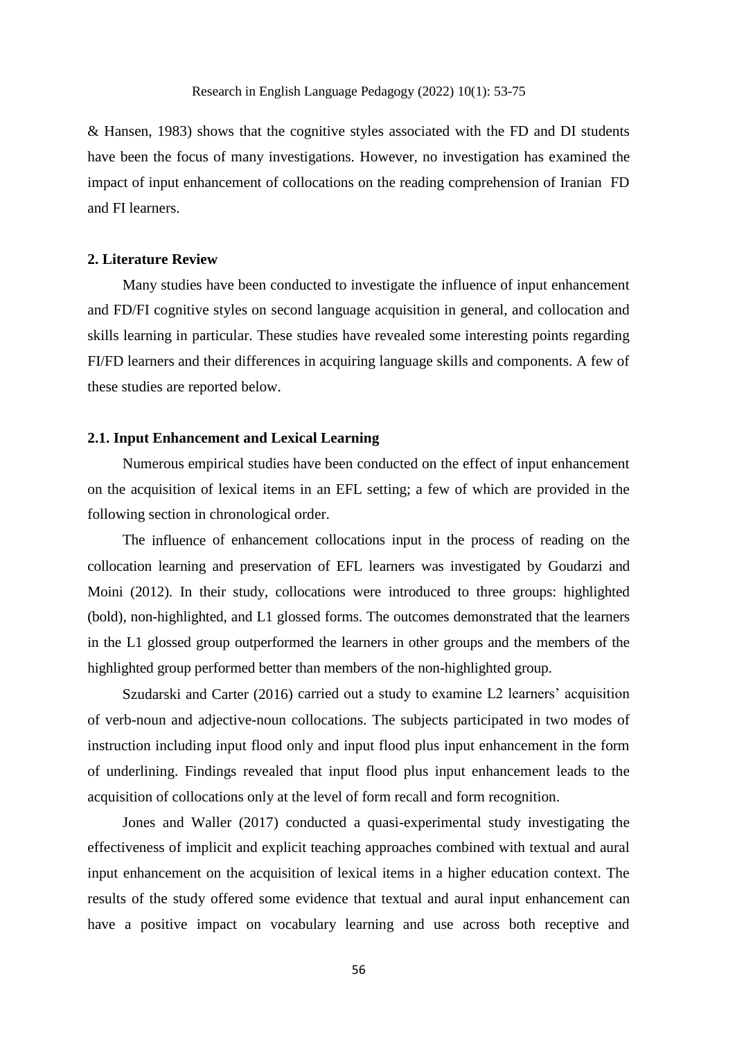& Hansen, 1983) shows that the cognitive styles associated with the FD and DI students have been the focus of many investigations. However, no investigation has examined the impact of input enhancement of collocations on the reading comprehension of Iranian FD and FI learners.

## 2. Literature Review

Many studies have been conducted to investigate the influence of input enhancement and FD/FI cognitive styles on second language acquisition in general, and collocation and skills learning in particular. These studies have revealed some interesting points regarding FI/FD learners and their differences in acquiring language skills and components. A few of these studies are reported below.

### 2.1. Input Enhancement and Lexical Learning

Numerous empirical studies have been conducted on the effect of input enhancement on the acquisition of lexical items in an EFL setting; a few of which are provided in the following section in chronological order.

The influence of enhancement collocations input in the process of reading on the collocation learning and preservation of EFL learners was investigated by Goudarzi and Moini (2012). In their study, collocations were introduced to three groups: highlighted (bold), non-highlighted, and L1 glossed forms. The outcomes demonstrated that the learners in the L1 glossed group outperformed the learners in other groups and the members of the highlighted group performed better than members of the non-highlighted group.

Szudarski and Carter (2016) carried out a study to examine L2 learners' acquisition of verb-noun and adjective-noun collocations. The subjects participated in two modes of instruction including input flood only and input flood plus input enhancement in the form of underlining. Findings revealed that input flood plus input enhancement leads to the acquisition of collocations only at the level of form recall and form recognition.

Jones and Waller (2017) conducted a quasi-experimental study investigating the effectiveness of implicit and explicit teaching approaches combined with textual and aural input enhancement on the acquisition of lexical items in a higher education context. The results of the study offered some evidence that textual and aural input enhancement can have a positive impact on vocabulary learning and use across both receptive and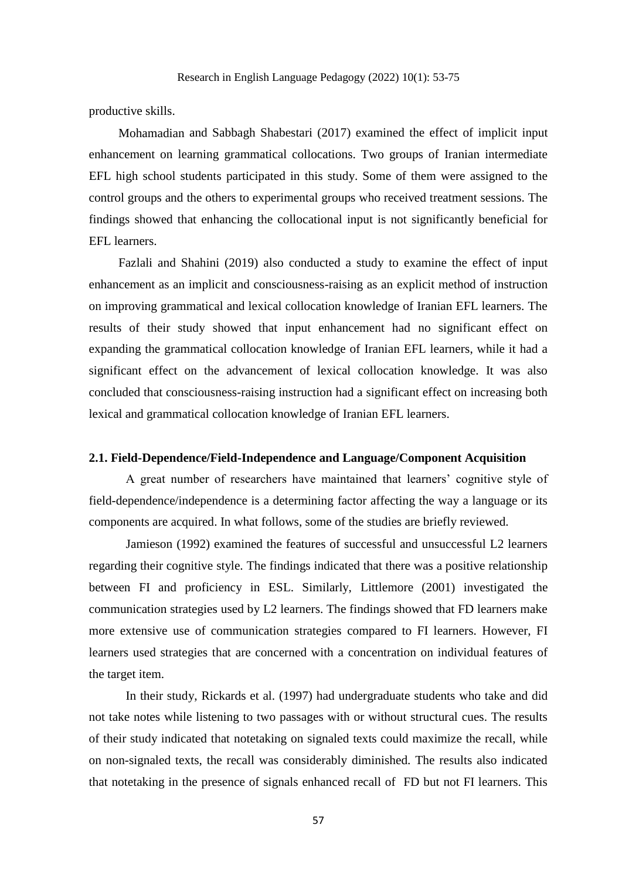productive skills.

Mohamadian and Sabbagh Shabestari (2017) examined the effect of implicit input enhancement on learning grammatical collocations. Two groups of Iranian intermediate EFL high school students participated in this study. Some of them were assigned to the control groups and the others to experimental groups who received treatment sessions. The findings showed that enhancing the collocational input is not significantly beneficial for EFL learners.

Fazlali and Shahini (2019) also conducted a study to examine the effect of input enhancement as an implicit and consciousness-raising as an explicit method of instruction on improving grammatical and lexical collocation knowledge of Iranian EFL learners. The results of their study showed that input enhancement had no significant effect on expanding the grammatical collocation knowledge of Iranian EFL learners, while it had a significant effect on the advancement of lexical collocation knowledge. It was also concluded that consciousness-raising instruction had a significant effect on increasing both lexical and grammatical collocation knowledge of Iranian EFL learners.

### 2.1. Field-Dependence/Field-Independence and Language/Component Acquisition

A great number of researchers have maintained that learners' cognitive style of field-dependence/independence is a determining factor affecting the way a language or its components are acquired. In what follows, some of the studies are briefly reviewed.

Jamieson (1992) examined the features of successful and unsuccessful L2 learners regarding their cognitive style. The findings indicated that there was a positive relationship between FI and proficiency in ESL. Similarly, Littlemore (2001) investigated the communication strategies used by L2 learners. The findings showed that FD learners make more extensive use of communication strategies compared to FI learners. However, FI learners used strategies that are concerned with a concentration on individual features of the target item.

In their study, Rickards et al. (1997) had undergraduate students who take and did not take notes while listening to two passages with or without structural cues. The results of their study indicated that notetaking on signaled texts could maximize the recall, while on non-signaled texts, the recall was considerably diminished. The results also indicated that notetaking in the presence of signals enhanced recall of FD but not FI learners. This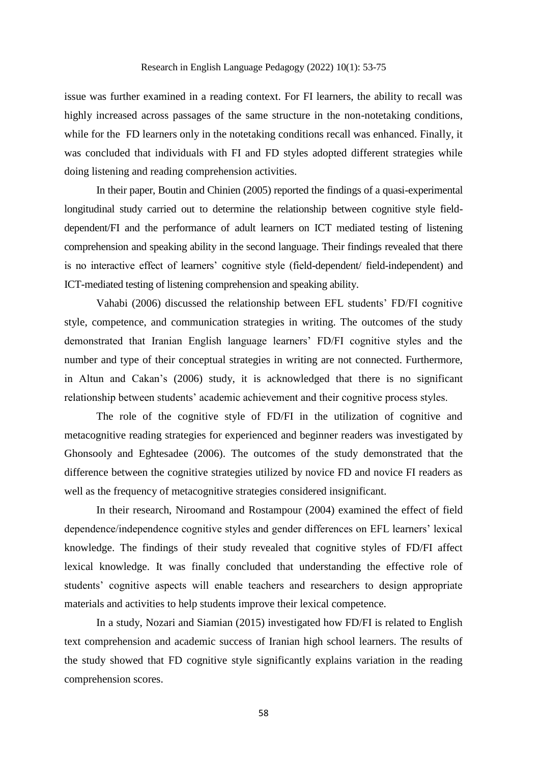issue was further examined in a reading context. For FI learners, the ability to recall was highly increased across passages of the same structure in the non-notetaking conditions, while for the FD learners only in the notetaking conditions recall was enhanced. Finally, it was concluded that individuals with FI and FD styles adopted different strategies while doing listening and reading comprehension activities.

In their paper, Boutin and Chinien (2005) reported the findings of a quasi-experimental longitudinal study carried out to determine the relationship between cognitive style field-dependent/FI and the performance of adult learners on ICT mediated testing of listening comprehension and speaking ability in the second language. Their findings revealed that there is no interactive effect of learners' cognitive style (field-dependent/ field-independent) and ICT-mediated testing of listening comprehension and speaking ability.

Vahabi (2006) discussed the relationship between EFL students' FD/FI cognitive style, competence, and communication strategies in writing. The outcomes of the study demonstrated that Iranian English language learners' FD/FI cognitive styles and the number and type of their conceptual strategies in writing are not connected. Furthermore, in Altun and Cakan's (2006) study, it is acknowledged that there is no significant relationship between students' academic achievement and their cognitive process styles.

The role of the cognitive style of FD/FI in the utilization of cognitive and metacognitive reading strategies for experienced and beginner readers was investigated by Ghonsooly and Eghtesadee (2006). The outcomes of the study demonstrated that the difference between the cognitive strategies utilized by novice FD and novice FI readers as well as the frequency of metacognitive strategies considered insignificant.

In their research, Niroomand and Rostampour (2004) examined the effect of field dependence/independence cognitive styles and gender differences on EFL learners' lexical knowledge. The findings of their study revealed that cognitive styles of FD/FI affect lexical knowledge. It was finally concluded that understanding the effective role of students' cognitive aspects will enable teachers and researchers to design appropriate materials and activities to help students improve their lexical competence.

In a study, Nozari and Siamian (2015) investigated how FD/FI is related to English text comprehension and academic success of Iranian high school learners. The results of the study showed that FD cognitive style significantly explains variation in the reading comprehension scores.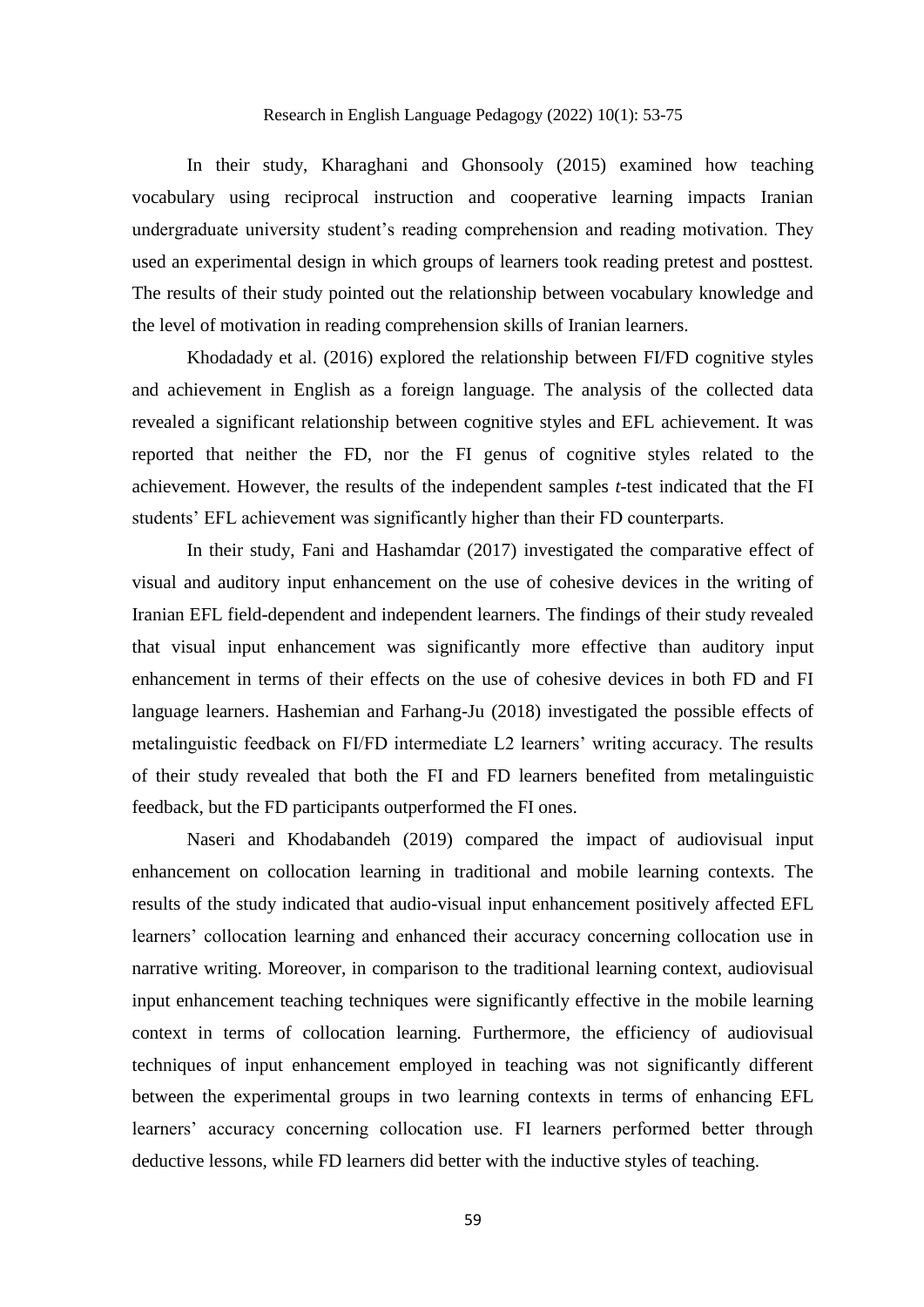In their study, Kharaghani and Ghonsooly (2015) examined how teaching vocabulary using reciprocal instruction and cooperative learning impacts Iranian undergraduate university student's reading comprehension and reading motivation. They used an experimental design in which groups of learners took reading pretest and posttest. The results of their study pointed out the relationship between vocabulary knowledge and the level of motivation in reading comprehension skills of Iranian learners.

Khodadady et al. (2016) explored the relationship between FI/FD cognitive styles and achievement in English as a foreign language. The analysis of the collected data revealed a significant relationship between cognitive styles and EFL achievement. It was reported that neither the FD, nor the FI genus of cognitive styles related to the achievement. However, the results of the independent samples *t*-test indicated that the FI students' EFL achievement was significantly higher than their FD counterparts.

In their study, Fani and Hashamdar (2017) investigated the comparative effect of visual and auditory input enhancement on the use of cohesive devices in the writing of Iranian EFL field-dependent and independent learners. The findings of their study revealed that visual input enhancement was significantly more effective than auditory input enhancement in terms of their effects on the use of cohesive devices in both FD and FI language learners. Hashemian and Farhang-Ju (2018) investigated the possible effects of metalinguistic feedback on FI/FD intermediate L2 learners' writing accuracy. The results of their study revealed that both the FI and FD learners benefited from metalinguistic feedback, but the FD participants outperformed the FI ones.

Naseri and Khodabandeh (2019) compared the impact of audiovisual input enhancement on collocation learning in traditional and mobile learning contexts. The results of the study indicated that audio-visual input enhancement positively affected EFL learners' collocation learning and enhanced their accuracy concerning collocation use in narrative writing. Moreover, in comparison to the traditional learning context, audiovisual input enhancement teaching techniques were significantly effective in the mobile learning context in terms of collocation learning. Furthermore, the efficiency of audiovisual techniques of input enhancement employed in teaching was not significantly different between the experimental groups in two learning contexts in terms of enhancing EFL learners' accuracy concerning collocation use. FI learners performed better through deductive lessons, while FD learners did better with the inductive styles of teaching.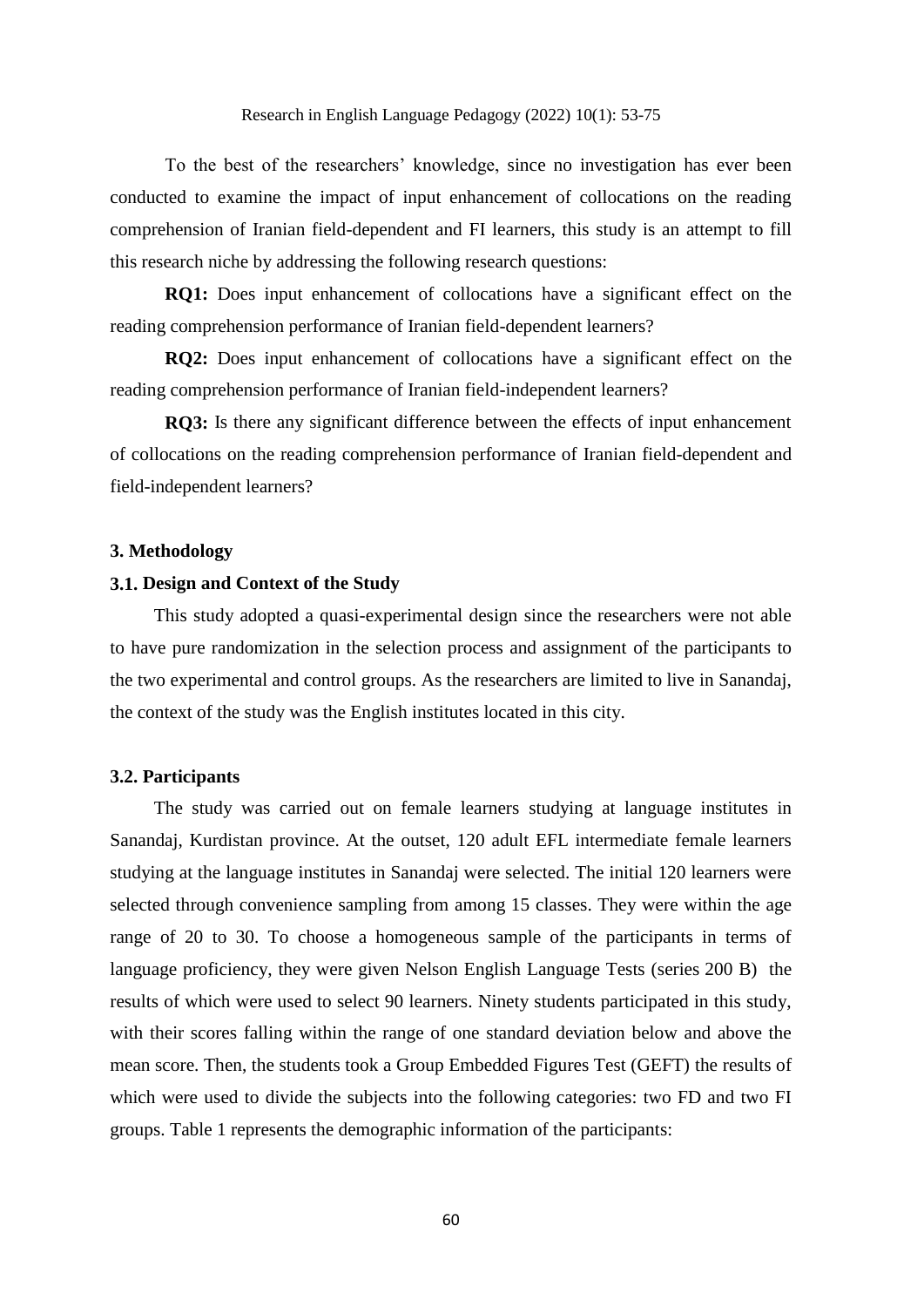To the best of the researchers' knowledge, since no investigation has ever been conducted to examine the impact of input enhancement of collocations on the reading comprehension of Iranian field-dependent and FI learners, this study is an attempt to fill this research niche by addressing the following research questions:

**RQ1:** Does input enhancement of collocations have a significant effect on the reading comprehension performance of Iranian field-dependent learners?

**RQ2:** Does input enhancement of collocations have a significant effect on the reading comprehension performance of Iranian field-independent learners?

**RQ3:** Is there any significant difference between the effects of input enhancement of collocations on the reading comprehension performance of Iranian field-dependent and field-independent learners?

## 3. Methodology

### 3.1. Design and Context of the Study

This study adopted a quasi-experimental design since the researchers were not able to have pure randomization in the selection process and assignment of the participants to the two experimental and control groups. As the researchers are limited to live in Sanandaj, the context of the study was the English institutes located in this city.

### 3.2. Participants

The study was carried out on female learners studying at language institutes in Sanandaj, Kurdistan province. At the outset, 120 adult EFL intermediate female learners studying at the language institutes in Sanandaj were selected. The initial 120 learners were selected through convenience sampling from among 15 classes. They were within the age range of 20 to 30. To choose a homogeneous sample of the participants in terms of language proficiency, they were given Nelson English Language Tests (series 200 B) the results of which were used to select 90 learners. Ninety students participated in this study, with their scores falling within the range of one standard deviation below and above the mean score. Then, the students took a Group Embedded Figures Test (GEFT) the results of which were used to divide the subjects into the following categories: two FD and two FI groups. Table 1 represents the demographic information of the participants: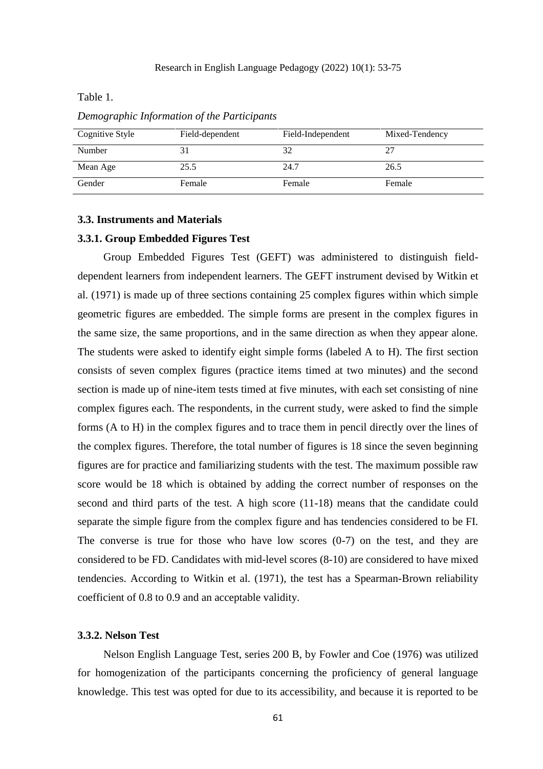Table 1.

*Demographic Information of the Participants*

| Cognitive Style | Field-dependent | Field-Independent | Mixed-Tendency |
|---|---|---|---|
| Number | 31 | 32 | 27 |
| Mean Age | 25.5 | 24.7 | 26.5 |
| Gender | Female | Female | Female |

### 3.3. Instruments and Materials

#### 3.3.1. Group Embedded Figures Test

Group Embedded Figures Test (GEFT) was administered to distinguish field-dependent learners from independent learners. The GEFT instrument devised by Witkin et al. (1971) is made up of three sections containing 25 complex figures within which simple geometric figures are embedded. The simple forms are present in the complex figures in the same size, the same proportions, and in the same direction as when they appear alone. The students were asked to identify eight simple forms (labeled A to H). The first section consists of seven complex figures (practice items timed at two minutes) and the second section is made up of nine-item tests timed at five minutes, with each set consisting of nine complex figures each. The respondents, in the current study, were asked to find the simple forms (A to H) in the complex figures and to trace them in pencil directly over the lines of the complex figures. Therefore, the total number of figures is 18 since the seven beginning figures are for practice and familiarizing students with the test. The maximum possible raw score would be 18 which is obtained by adding the correct number of responses on the second and third parts of the test. A high score (11-18) means that the candidate could separate the simple figure from the complex figure and has tendencies considered to be FI. The converse is true for those who have low scores (0-7) on the test, and they are considered to be FD. Candidates with mid-level scores (8-10) are considered to have mixed tendencies. According to Witkin et al. (1971), the test has a Spearman-Brown reliability coefficient of 0.8 to 0.9 and an acceptable validity.

#### 3.3.2. Nelson Test

Nelson English Language Test, series 200 B, by Fowler and Coe (1976) was utilized for homogenization of the participants concerning the proficiency of general language knowledge. This test was opted for due to its accessibility, and because it is reported to be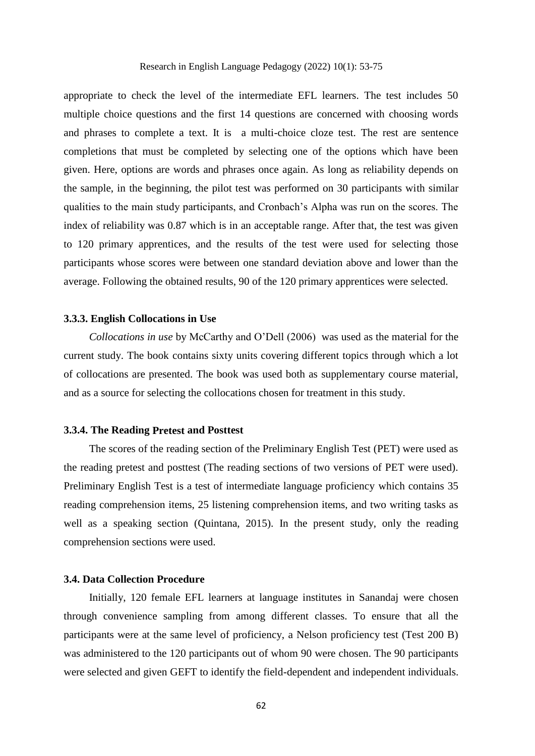appropriate to check the level of the intermediate EFL learners. The test includes 50 multiple choice questions and the first 14 questions are concerned with choosing words and phrases to complete a text. It is a multi-choice cloze test. The rest are sentence completions that must be completed by selecting one of the options which have been given. Here, options are words and phrases once again. As long as reliability depends on the sample, in the beginning, the pilot test was performed on 30 participants with similar qualities to the main study participants, and Cronbach's Alpha was run on the scores. The index of reliability was 0.87 which is in an acceptable range. After that, the test was given to 120 primary apprentices, and the results of the test were used for selecting those participants whose scores were between one standard deviation above and lower than the average. Following the obtained results, 90 of the 120 primary apprentices were selected.

#### 3.3.3. English Collocations in Use

*Collocations in use* by McCarthy and O'Dell (2006) was used as the material for the current study. The book contains sixty units covering different topics through which a lot of collocations are presented. The book was used both as supplementary course material, and as a source for selecting the collocations chosen for treatment in this study.

#### 3.3.4. The Reading Pretest and Posttest

The scores of the reading section of the Preliminary English Test (PET) were used as the reading pretest and posttest (The reading sections of two versions of PET were used). Preliminary English Test is a test of intermediate language proficiency which contains 35 reading comprehension items, 25 listening comprehension items, and two writing tasks as well as a speaking section (Quintana, 2015). In the present study, only the reading comprehension sections were used.

### 3.4. Data Collection Procedure

Initially, 120 female EFL learners at language institutes in Sanandaj were chosen through convenience sampling from among different classes. To ensure that all the participants were at the same level of proficiency, a Nelson proficiency test (Test 200 B) was administered to the 120 participants out of whom 90 were chosen. The 90 participants were selected and given GEFT to identify the field-dependent and independent individuals.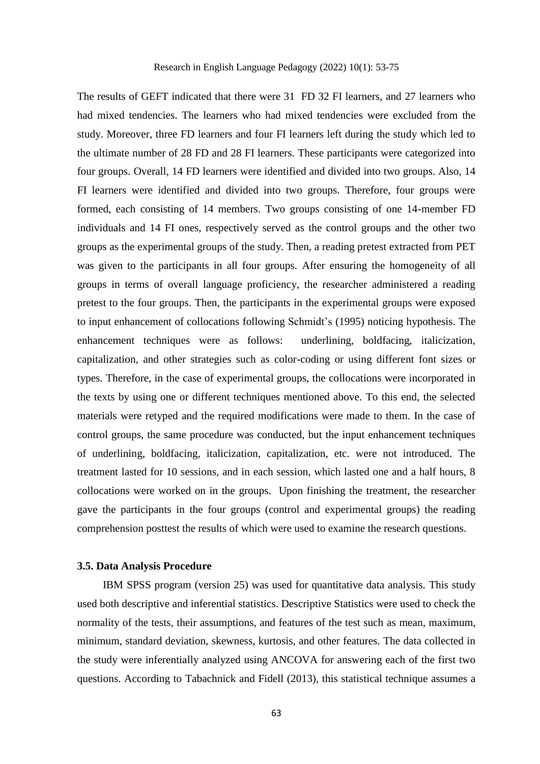The results of GEFT indicated that there were 31  FD 32 FI learners, and 27 learners who had mixed tendencies. The learners who had mixed tendencies were excluded from the study. Moreover, three FD learners and four FI learners left during the study which led to the ultimate number of 28 FD and 28 FI learners. These participants were categorized into four groups. Overall, 14 FD learners were identified and divided into two groups. Also, 14 FI learners were identified and divided into two groups. Therefore, four groups were formed, each consisting of 14 members. Two groups consisting of one 14-member FD individuals and 14 FI ones, respectively served as the control groups and the other two groups as the experimental groups of the study. Then, a reading pretest extracted from PET was given to the participants in all four groups. After ensuring the homogeneity of all groups in terms of overall language proficiency, the researcher administered a reading pretest to the four groups. Then, the participants in the experimental groups were exposed to input enhancement of collocations following Schmidt's (1995) noticing hypothesis. The enhancement techniques were as follows:  underlining, boldfacing, italicization, capitalization, and other strategies such as color-coding or using different font sizes or types. Therefore, in the case of experimental groups, the collocations were incorporated in the texts by using one or different techniques mentioned above. To this end, the selected materials were retyped and the required modifications were made to them. In the case of control groups, the same procedure was conducted, but the input enhancement techniques of underlining, boldfacing, italicization, capitalization, etc. were not introduced. The treatment lasted for 10 sessions, and in each session, which lasted one and a half hours, 8 collocations were worked on in the groups.  Upon finishing the treatment, the researcher gave the participants in the four groups (control and experimental groups) the reading comprehension posttest the results of which were used to examine the research questions.

### 3.5. Data Analysis Procedure

IBM SPSS program (version 25) was used for quantitative data analysis. This study used both descriptive and inferential statistics. Descriptive Statistics were used to check the normality of the tests, their assumptions, and features of the test such as mean, maximum, minimum, standard deviation, skewness, kurtosis, and other features. The data collected in the study were inferentially analyzed using ANCOVA for answering each of the first two questions. According to Tabachnick and Fidell (2013), this statistical technique assumes a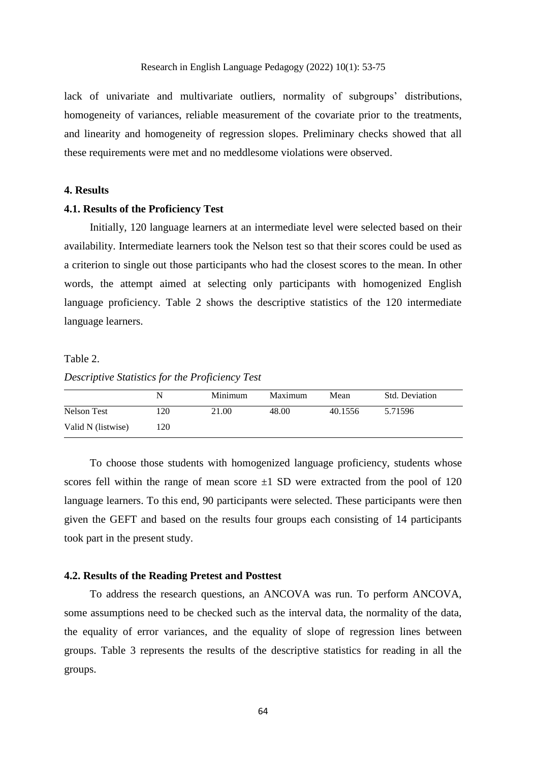lack of univariate and multivariate outliers, normality of subgroups' distributions, homogeneity of variances, reliable measurement of the covariate prior to the treatments, and linearity and homogeneity of regression slopes. Preliminary checks showed that all these requirements were met and no meddlesome violations were observed.

## 4. Results

### 4.1. Results of the Proficiency Test

Initially, 120 language learners at an intermediate level were selected based on their availability. Intermediate learners took the Nelson test so that their scores could be used as a criterion to single out those participants who had the closest scores to the mean. In other words, the attempt aimed at selecting only participants with homogenized English language proficiency. Table 2 shows the descriptive statistics of the 120 intermediate language learners.

Table 2.

*Descriptive Statistics for the Proficiency Test*

| | N | Minimum | Maximum | Mean | Std. Deviation |
|---|---|---|---|---|---|
| Nelson Test | 120 | 21.00 | 48.00 | 40.1556 | 5.71596 |
| Valid N (listwise) | 120 | | | | |

To choose those students with homogenized language proficiency, students whose scores fell within the range of mean score ±1 SD were extracted from the pool of 120 language learners. To this end, 90 participants were selected. These participants were then given the GEFT and based on the results four groups each consisting of 14 participants took part in the present study.

### 4.2. Results of the Reading Pretest and Posttest

To address the research questions, an ANCOVA was run. To perform ANCOVA, some assumptions need to be checked such as the interval data, the normality of the data, the equality of error variances, and the equality of slope of regression lines between groups. Table 3 represents the results of the descriptive statistics for reading in all the groups.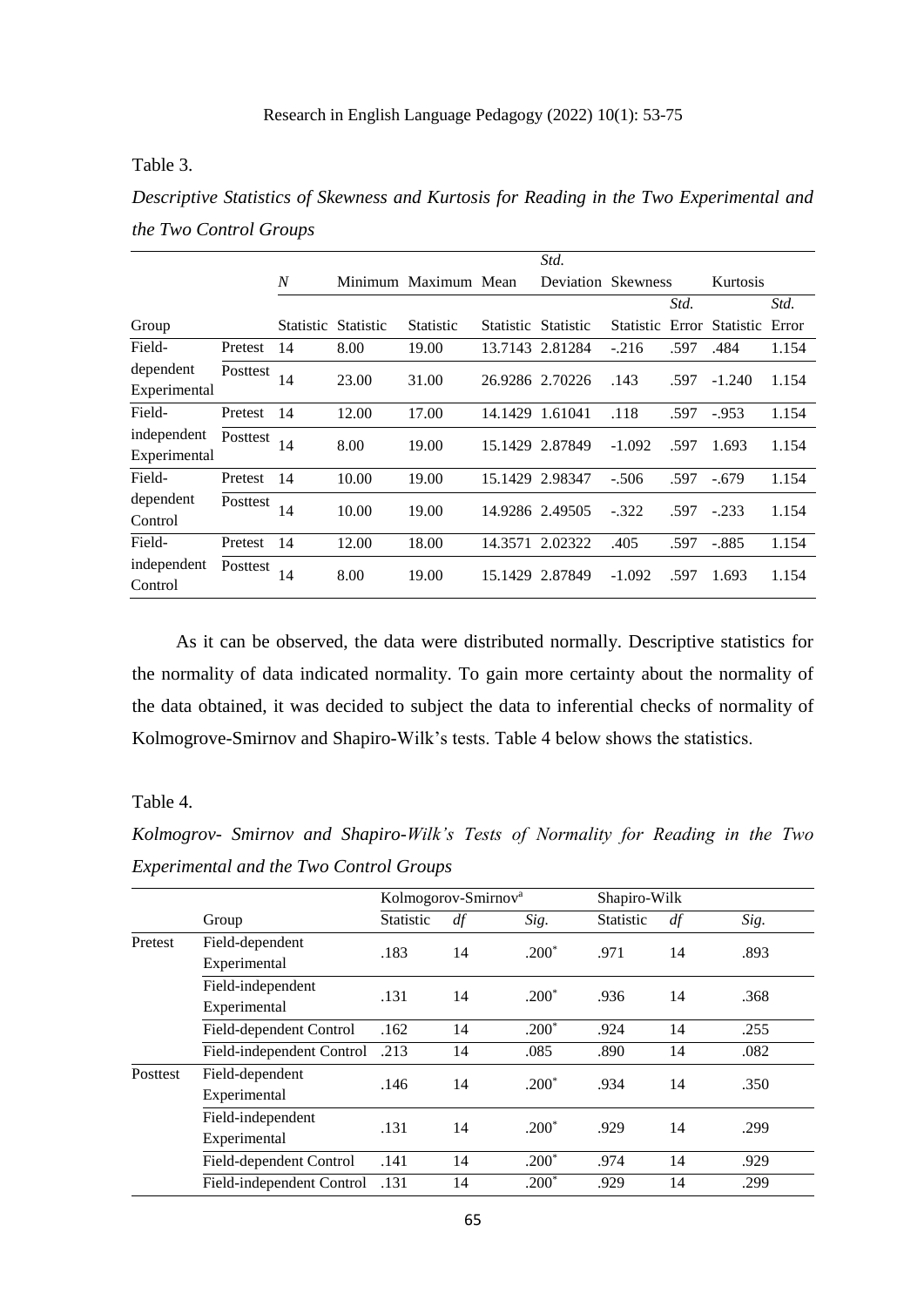Table 3.

*Descriptive Statistics of Skewness and Kurtosis for Reading in the Two Experimental and the Two Control Groups*

| Group | | *N* | Minimum | Maximum | Mean | Std. Deviation | Skewness | | Kurtosis | |
|---|---|---|---|---|---|---|---|---|---|---|
| | | Statistic | Statistic | Statistic | Statistic | Statistic | Statistic | Std. Error | Statistic | Std. Error |
| Field-dependent Experimental | Pretest | 14 | 8.00 | 19.00 | 13.7143 | 2.81284 | -.216 | .597 | .484 | 1.154 |
| | Posttest | 14 | 23.00 | 31.00 | 26.9286 | 2.70226 | .143 | .597 | -1.240 | 1.154 |
| Field-independent Experimental | Pretest | 14 | 12.00 | 17.00 | 14.1429 | 1.61041 | .118 | .597 | -.953 | 1.154 |
| | Posttest | 14 | 8.00 | 19.00 | 15.1429 | 2.87849 | -1.092 | .597 | 1.693 | 1.154 |
| Field-dependent Control | Pretest | 14 | 10.00 | 19.00 | 15.1429 | 2.98347 | -.506 | .597 | -.679 | 1.154 |
| | Posttest | 14 | 10.00 | 19.00 | 14.9286 | 2.49505 | -.322 | .597 | -.233 | 1.154 |
| Field-independent Control | Pretest | 14 | 12.00 | 18.00 | 14.3571 | 2.02322 | .405 | .597 | -.885 | 1.154 |
| | Posttest | 14 | 8.00 | 19.00 | 15.1429 | 2.87849 | -1.092 | .597 | 1.693 | 1.154 |

As it can be observed, the data were distributed normally. Descriptive statistics for the normality of data indicated normality. To gain more certainty about the normality of the data obtained, it was decided to subject the data to inferential checks of normality of Kolmogrove-Smirnov and Shapiro-Wilk's tests. Table 4 below shows the statistics.

Table 4.

*Kolmogrov- Smirnov and Shapiro-Wilk's Tests of Normality for Reading in the Two Experimental and the Two Control Groups*

| | Group | Kolmogorov-Smirnov[a] | | | Shapiro-Wilk | | |
|---|---|---|---|---|---|---|---|
| | | Statistic | *df* | *Sig.* | Statistic | *df* | *Sig.* |
| Pretest | Field-dependent Experimental | .183 | 14 | .200* | .971 | 14 | .893 |
| | Field-independent Experimental | .131 | 14 | .200* | .936 | 14 | .368 |
| | Field-dependent Control | .162 | 14 | .200* | .924 | 14 | .255 |
| | Field-independent Control | .213 | 14 | .085 | .890 | 14 | .082 |
| Posttest | Field-dependent Experimental | .146 | 14 | .200* | .934 | 14 | .350 |
| | Field-independent Experimental | .131 | 14 | .200* | .929 | 14 | .299 |
| | Field-dependent Control | .141 | 14 | .200* | .974 | 14 | .929 |
| | Field-independent Control | .131 | 14 | .200* | .929 | 14 | .299 |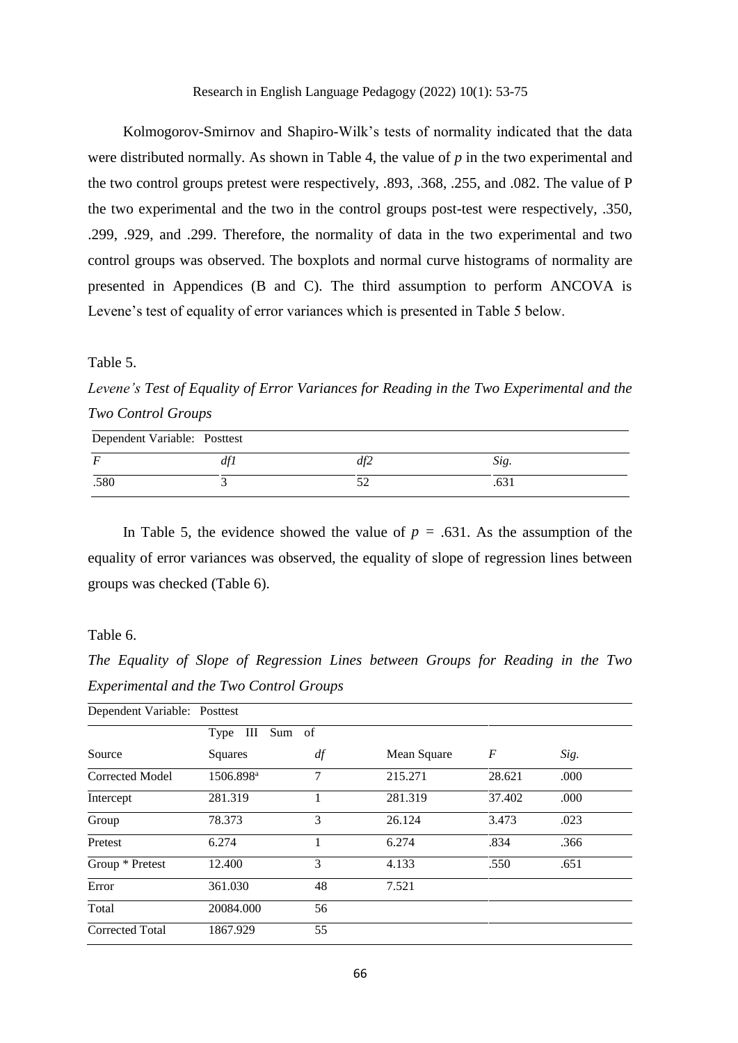Kolmogorov-Smirnov and Shapiro-Wilk's tests of normality indicated that the data were distributed normally. As shown in Table 4, the value of *p* in the two experimental and the two control groups pretest were respectively, .893, .368, .255, and .082. The value of P the two experimental and the two in the control groups post-test were respectively, .350, .299, .929, and .299. Therefore, the normality of data in the two experimental and two control groups was observed. The boxplots and normal curve histograms of normality are presented in Appendices (B and C). The third assumption to perform ANCOVA is Levene's test of equality of error variances which is presented in Table 5 below.

Table 5.

*Levene's Test of Equality of Error Variances for Reading in the Two Experimental and the Two Control Groups*

| Dependent Variable: Posttest | | | |
|---|---|---|---|
| *F* | *df1* | *df2* | *Sig.* |
| .580 | 3 | 52 | .631 |

In Table 5, the evidence showed the value of $p = .631$. As the assumption of the equality of error variances was observed, the equality of slope of regression lines between groups was checked (Table 6).

Table 6.

*The Equality of Slope of Regression Lines between Groups for Reading in the Two Experimental and the Two Control Groups*

| Dependent Variable: Posttest | | | | | |
|---|---|---|---|---|---|
| Source | Type III Sum of Squares | *df* | Mean Square | *F* | *Sig.* |
| Corrected Model | 1506.898[a] | 7 | 215.271 | 28.621 | .000 |
| Intercept | 281.319 | 1 | 281.319 | 37.402 | .000 |
| Group | 78.373 | 3 | 26.124 | 3.473 | .023 |
| Pretest | 6.274 | 1 | 6.274 | .834 | .366 |
| Group * Pretest | 12.400 | 3 | 4.133 | .550 | .651 |
| Error | 361.030 | 48 | 7.521 | | |
| Total | 20084.000 | 56 | | | |
| Corrected Total | 1867.929 | 55 | | | |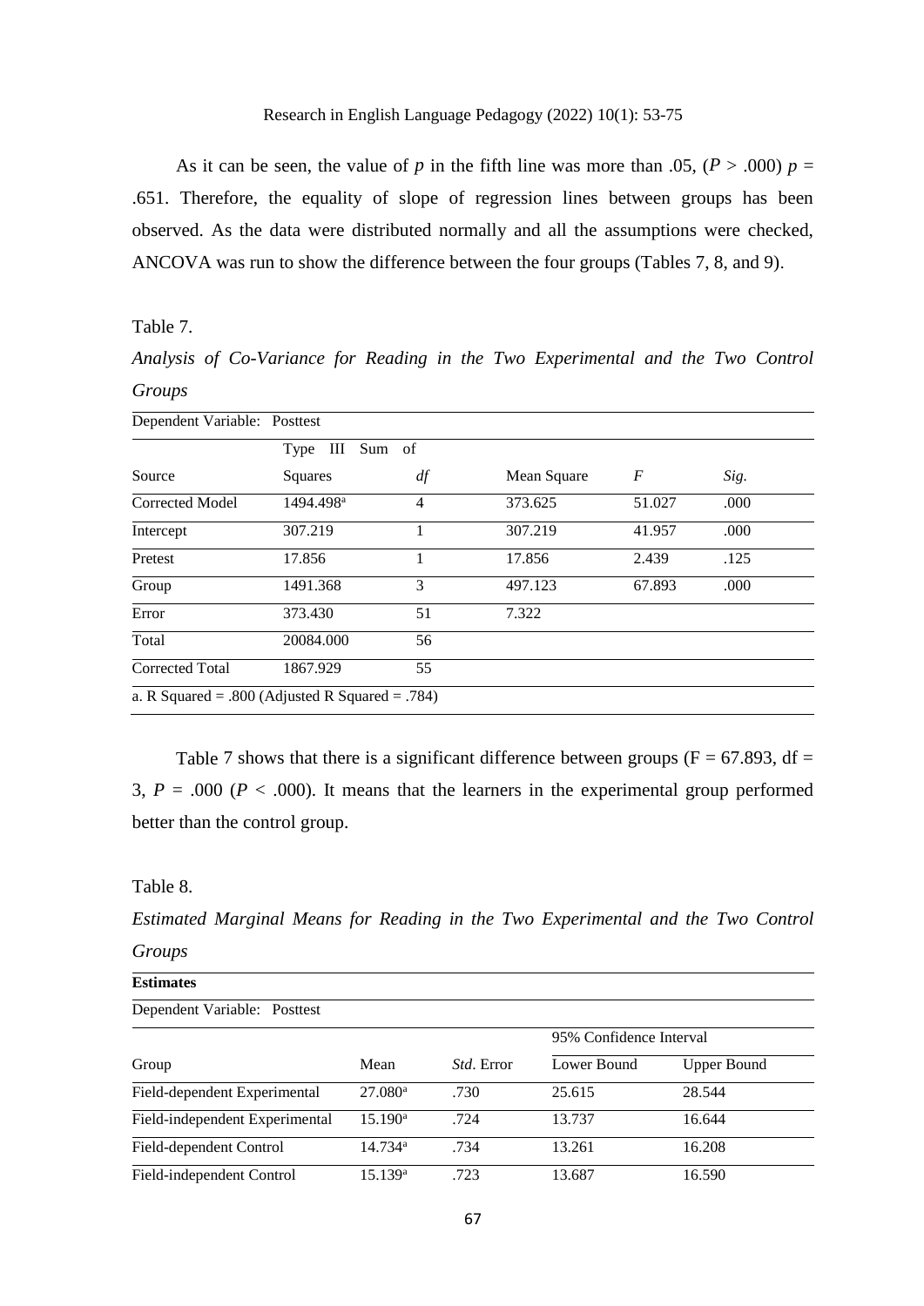As it can be seen, the value of $p$ in the fifth line was more than .05, ($P > .000$) $p = .651$. Therefore, the equality of slope of regression lines between groups has been observed. As the data were distributed normally and all the assumptions were checked, ANCOVA was run to show the difference between the four groups (Tables 7, 8, and 9).

Table 7.

*Analysis of Co-Variance for Reading in the Two Experimental and the Two Control Groups*

| Dependent Variable: Posttest | | | | | |
|---|---|---|---|---|---|
| Source | Type III Sum of Squares | *df* | Mean Square | *F* | *Sig.* |
| Corrected Model | 1494.498[a] | 4 | 373.625 | 51.027 | .000 |
| Intercept | 307.219 | 1 | 307.219 | 41.957 | .000 |
| Pretest | 17.856 | 1 | 17.856 | 2.439 | .125 |
| Group | 1491.368 | 3 | 497.123 | 67.893 | .000 |
| Error | 373.430 | 51 | 7.322 | | |
| Total | 20084.000 | 56 | | | |
| Corrected Total | 1867.929 | 55 | | | |

a. R Squared = .800 (Adjusted R Squared = .784)

Table 7 shows that there is a significant difference between groups ($F = 67.893$, df = 3, $P = .000$ ($P < .000$). It means that the learners in the experimental group performed better than the control group.

Table 8.

*Estimated Marginal Means for Reading in the Two Experimental and the Two Control Groups*

**Estimates**

Dependent Variable: Posttest

| | | | 95% Confidence Interval | |
|---|---|---|---|---|
| Group | Mean | *Std.* Error | Lower Bound | Upper Bound |
| Field-dependent Experimental | 27.080[a] | .730 | 25.615 | 28.544 |
| Field-independent Experimental | 15.190[a] | .724 | 13.737 | 16.644 |
| Field-dependent Control | 14.734[a] | .734 | 13.261 | 16.208 |
| Field-independent Control | 15.139[a] | .723 | 13.687 | 16.590 |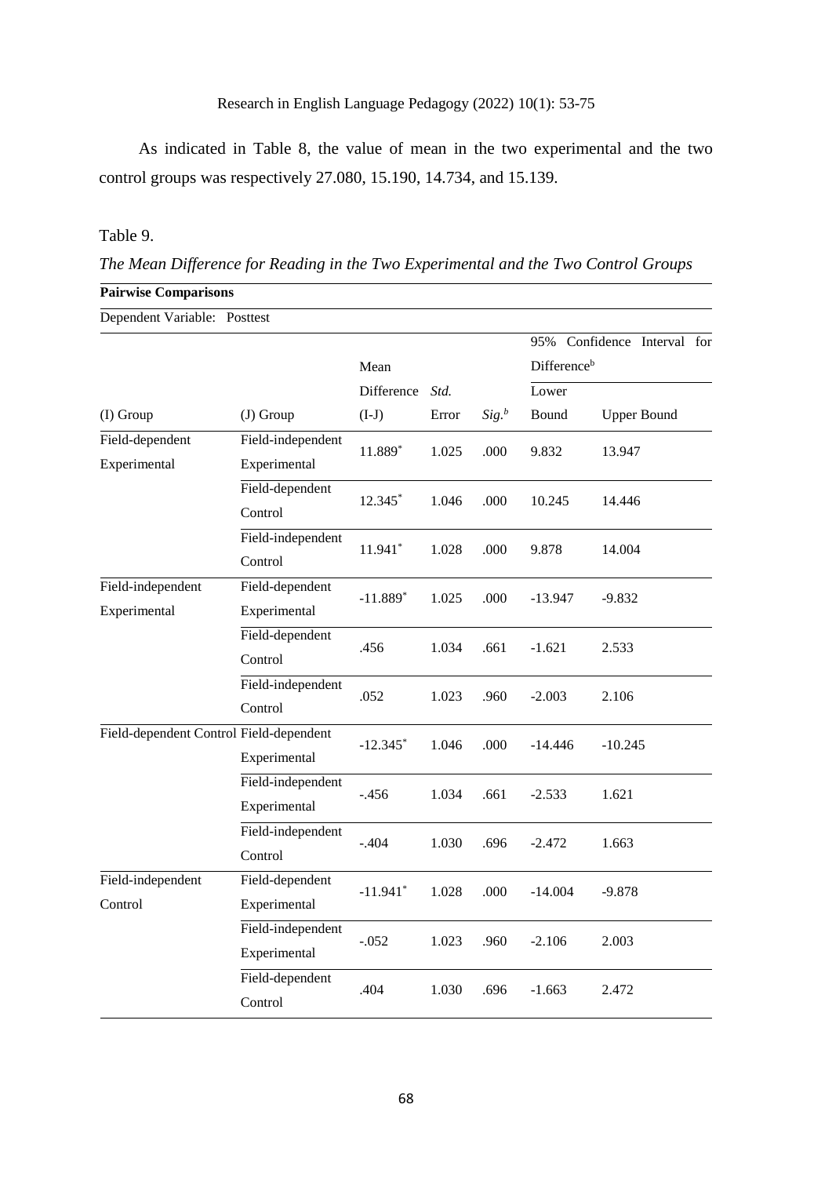As indicated in Table 8, the value of mean in the two experimental and the two control groups was respectively 27.080, 15.190, 14.734, and 15.139.

Table 9.

*The Mean Difference for Reading in the Two Experimental and the Two Control Groups*

**Pairwise Comparisons**

Dependent Variable: Posttest

| (I) Group | (J) Group | Mean Difference (I-J) | *Std.* Error | *Sig.*[b] | 95% Confidence Interval for Difference[b] Lower Bound | Upper Bound |
|---|---|---|---|---|---|---|
| Field-dependent Experimental | Field-independent Experimental | 11.889* | 1.025 | .000 | 9.832 | 13.947 |
| | Field-dependent Control | 12.345* | 1.046 | .000 | 10.245 | 14.446 |
| | Field-independent Control | 11.941* | 1.028 | .000 | 9.878 | 14.004 |
| Field-independent Experimental | Field-dependent Experimental | -11.889* | 1.025 | .000 | -13.947 | -9.832 |
| | Field-dependent Control | .456 | 1.034 | .661 | -1.621 | 2.533 |
| | Field-independent Control | .052 | 1.023 | .960 | -2.003 | 2.106 |
| Field-dependent Control | Field-dependent Experimental | -12.345* | 1.046 | .000 | -14.446 | -10.245 |
| | Field-independent Experimental | -.456 | 1.034 | .661 | -2.533 | 1.621 |
| | Field-independent Control | -.404 | 1.030 | .696 | -2.472 | 1.663 |
| Field-independent Control | Field-dependent Experimental | -11.941* | 1.028 | .000 | -14.004 | -9.878 |
| | Field-independent Experimental | -.052 | 1.023 | .960 | -2.106 | 2.003 |
| | Field-dependent Control | .404 | 1.030 | .696 | -1.663 | 2.472 |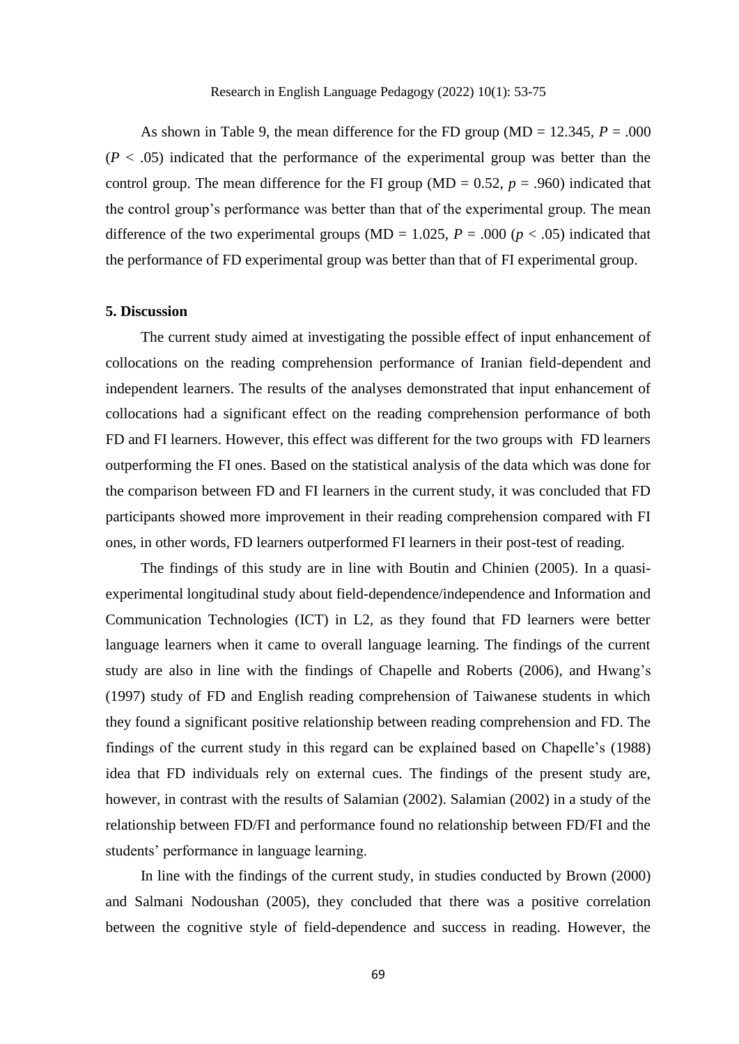As shown in Table 9, the mean difference for the FD group (MD = 12.345, $P$ = .000 ($P$ < .05) indicated that the performance of the experimental group was better than the control group. The mean difference for the FI group (MD = 0.52, $p$ = .960) indicated that the control group's performance was better than that of the experimental group. The mean difference of the two experimental groups (MD = 1.025, $P$ = .000 ($p$ < .05) indicated that the performance of FD experimental group was better than that of FI experimental group.

### 5. Discussion

The current study aimed at investigating the possible effect of input enhancement of collocations on the reading comprehension performance of Iranian field-dependent and independent learners. The results of the analyses demonstrated that input enhancement of collocations had a significant effect on the reading comprehension performance of both FD and FI learners. However, this effect was different for the two groups with FD learners outperforming the FI ones. Based on the statistical analysis of the data which was done for the comparison between FD and FI learners in the current study, it was concluded that FD participants showed more improvement in their reading comprehension compared with FI ones, in other words, FD learners outperformed FI learners in their post-test of reading.

The findings of this study are in line with Boutin and Chinien (2005). In a quasi-experimental longitudinal study about field-dependence/independence and Information and Communication Technologies (ICT) in L2, as they found that FD learners were better language learners when it came to overall language learning. The findings of the current study are also in line with the findings of Chapelle and Roberts (2006), and Hwang's (1997) study of FD and English reading comprehension of Taiwanese students in which they found a significant positive relationship between reading comprehension and FD. The findings of the current study in this regard can be explained based on Chapelle's (1988) idea that FD individuals rely on external cues. The findings of the present study are, however, in contrast with the results of Salamian (2002). Salamian (2002) in a study of the relationship between FD/FI and performance found no relationship between FD/FI and the students' performance in language learning.

In line with the findings of the current study, in studies conducted by Brown (2000) and Salmani Nodoushan (2005), they concluded that there was a positive correlation between the cognitive style of field-dependence and success in reading. However, the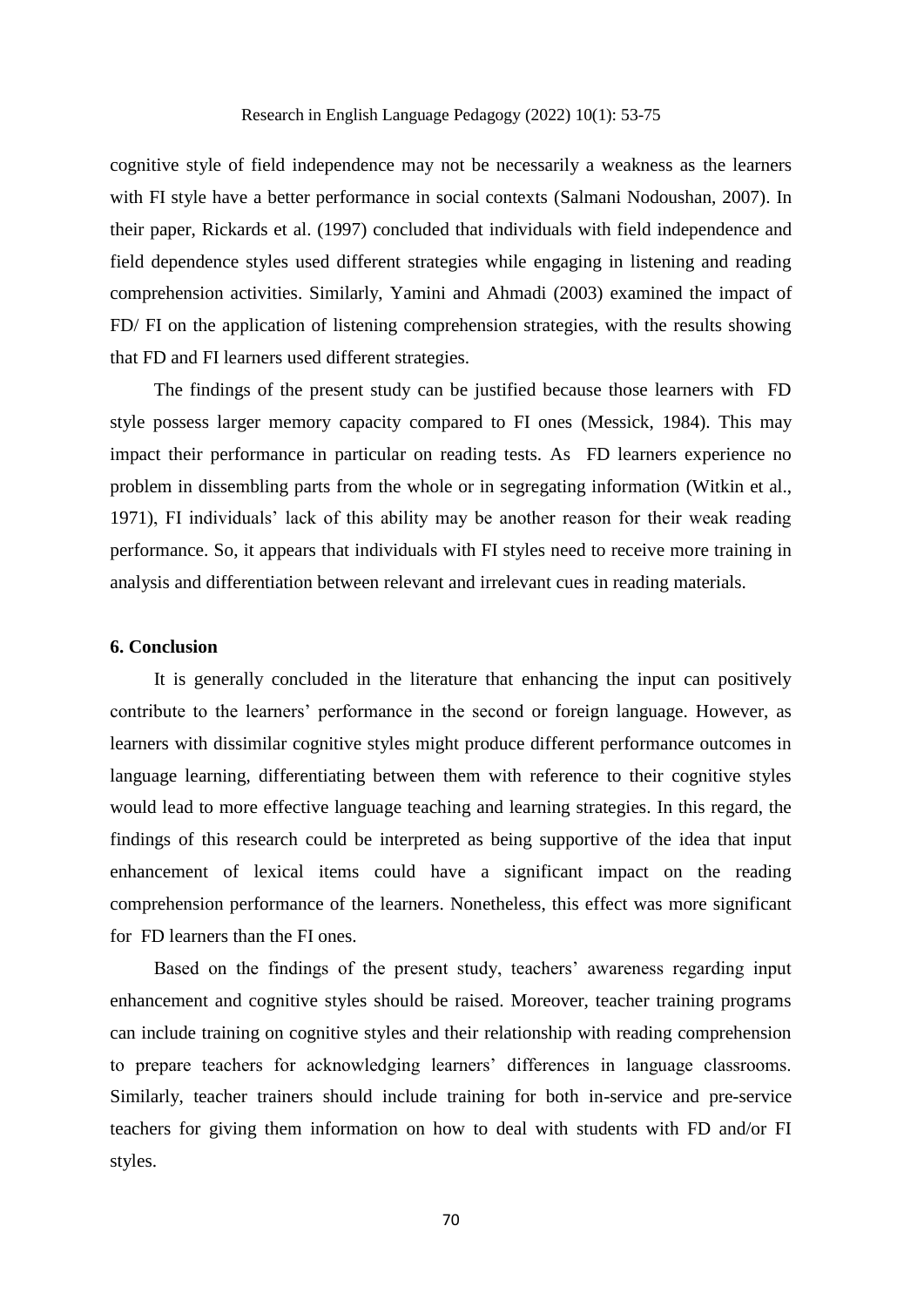cognitive style of field independence may not be necessarily a weakness as the learners with FI style have a better performance in social contexts (Salmani Nodoushan, 2007). In their paper, Rickards et al. (1997) concluded that individuals with field independence and field dependence styles used different strategies while engaging in listening and reading comprehension activities. Similarly, Yamini and Ahmadi (2003) examined the impact of FD/ FI on the application of listening comprehension strategies, with the results showing that FD and FI learners used different strategies.

The findings of the present study can be justified because those learners with FD style possess larger memory capacity compared to FI ones (Messick, 1984). This may impact their performance in particular on reading tests. As FD learners experience no problem in dissembling parts from the whole or in segregating information (Witkin et al., 1971), FI individuals' lack of this ability may be another reason for their weak reading performance. So, it appears that individuals with FI styles need to receive more training in analysis and differentiation between relevant and irrelevant cues in reading materials.

## 6. Conclusion

It is generally concluded in the literature that enhancing the input can positively contribute to the learners' performance in the second or foreign language. However, as learners with dissimilar cognitive styles might produce different performance outcomes in language learning, differentiating between them with reference to their cognitive styles would lead to more effective language teaching and learning strategies. In this regard, the findings of this research could be interpreted as being supportive of the idea that input enhancement of lexical items could have a significant impact on the reading comprehension performance of the learners. Nonetheless, this effect was more significant for FD learners than the FI ones.

Based on the findings of the present study, teachers' awareness regarding input enhancement and cognitive styles should be raised. Moreover, teacher training programs can include training on cognitive styles and their relationship with reading comprehension to prepare teachers for acknowledging learners' differences in language classrooms. Similarly, teacher trainers should include training for both in-service and pre-service teachers for giving them information on how to deal with students with FD and/or FI styles.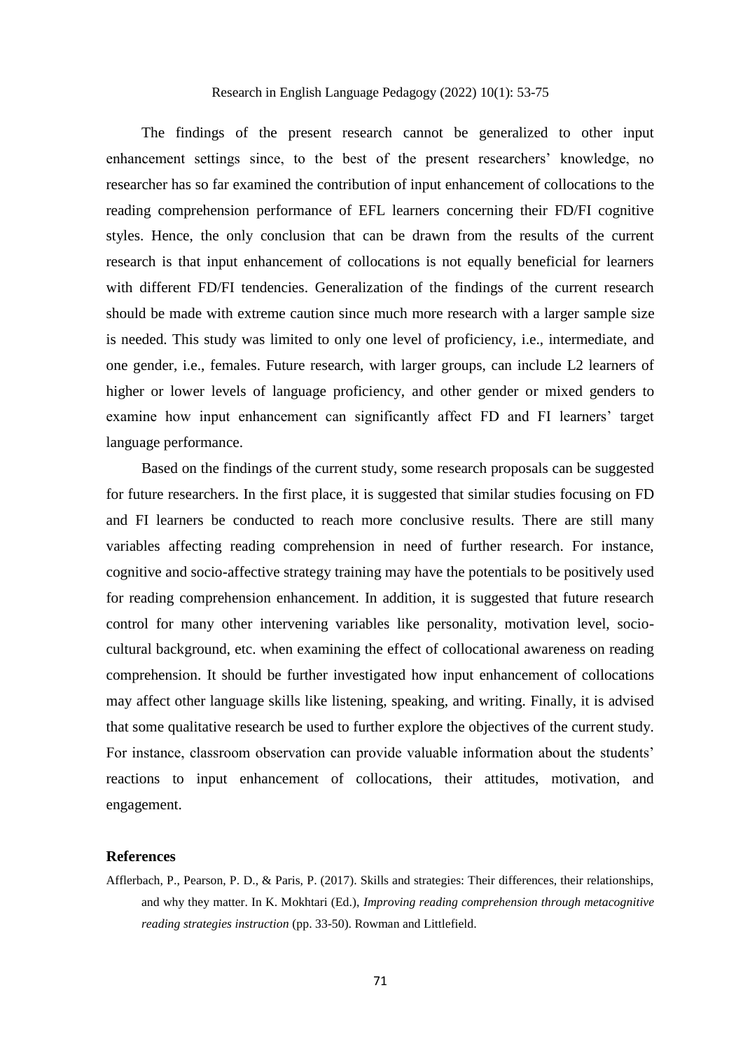The findings of the present research cannot be generalized to other input enhancement settings since, to the best of the present researchers' knowledge, no researcher has so far examined the contribution of input enhancement of collocations to the reading comprehension performance of EFL learners concerning their FD/FI cognitive styles. Hence, the only conclusion that can be drawn from the results of the current research is that input enhancement of collocations is not equally beneficial for learners with different FD/FI tendencies. Generalization of the findings of the current research should be made with extreme caution since much more research with a larger sample size is needed. This study was limited to only one level of proficiency, i.e., intermediate, and one gender, i.e., females. Future research, with larger groups, can include L2 learners of higher or lower levels of language proficiency, and other gender or mixed genders to examine how input enhancement can significantly affect FD and FI learners' target language performance.

Based on the findings of the current study, some research proposals can be suggested for future researchers. In the first place, it is suggested that similar studies focusing on FD and FI learners be conducted to reach more conclusive results. There are still many variables affecting reading comprehension in need of further research. For instance, cognitive and socio-affective strategy training may have the potentials to be positively used for reading comprehension enhancement. In addition, it is suggested that future research control for many other intervening variables like personality, motivation level, socio-cultural background, etc. when examining the effect of collocational awareness on reading comprehension. It should be further investigated how input enhancement of collocations may affect other language skills like listening, speaking, and writing. Finally, it is advised that some qualitative research be used to further explore the objectives of the current study. For instance, classroom observation can provide valuable information about the students' reactions to input enhancement of collocations, their attitudes, motivation, and engagement.

## References

Afflerbach, P., Pearson, P. D., & Paris, P. (2017). Skills and strategies: Their differences, their relationships, and why they matter. In K. Mokhtari (Ed.), *Improving reading comprehension through metacognitive reading strategies instruction* (pp. 33-50). Rowman and Littlefield.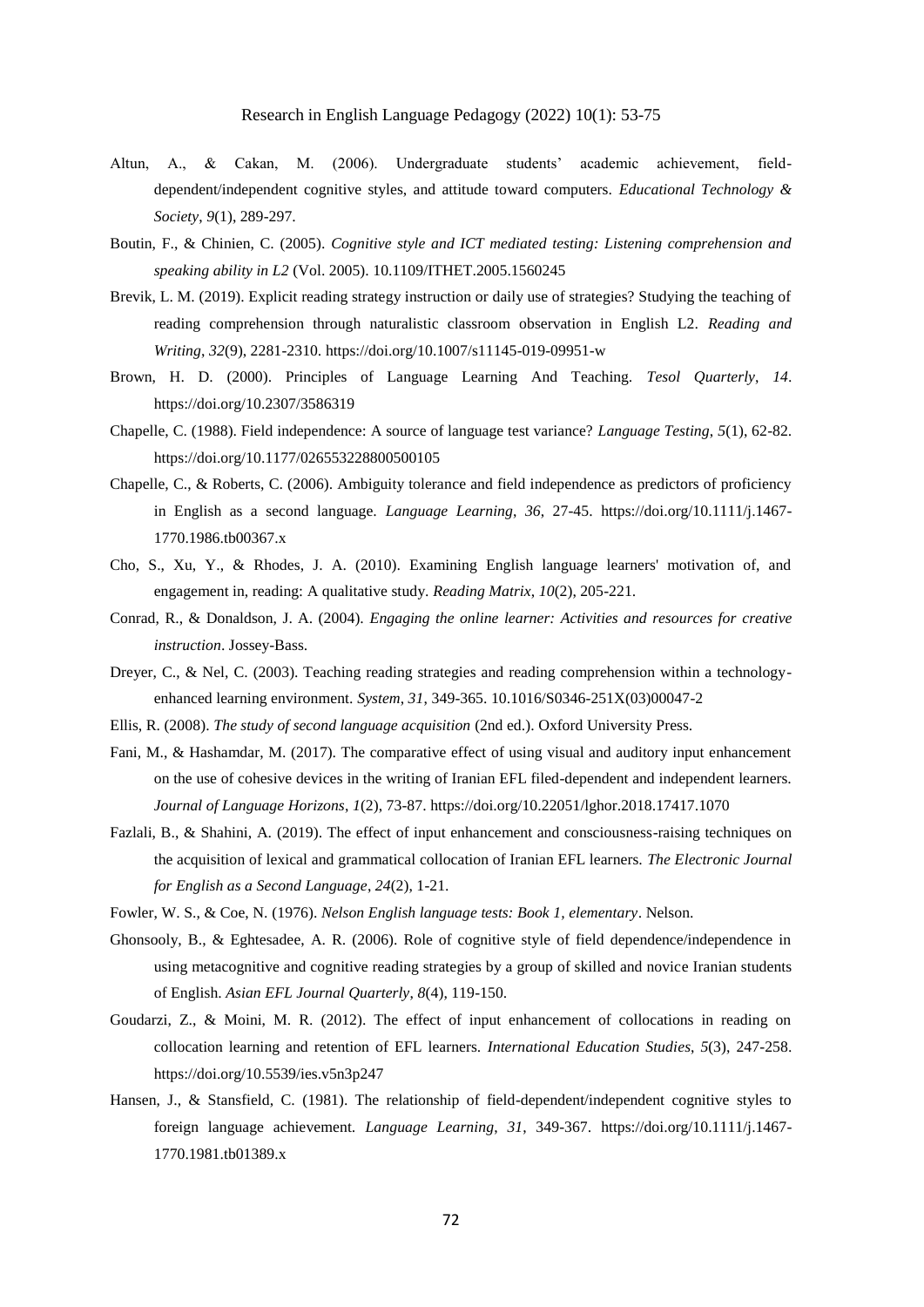Altun, A., & Cakan, M. (2006). Undergraduate students' academic achievement, field-dependent/independent cognitive styles, and attitude toward computers. *Educational Technology & Society*, *9*(1), 289-297.

Boutin, F., & Chinien, C. (2005). *Cognitive style and ICT mediated testing: Listening comprehension and speaking ability in L2* (Vol. 2005). 10.1109/ITHET.2005.1560245

Brevik, L. M. (2019). Explicit reading strategy instruction or daily use of strategies? Studying the teaching of reading comprehension through naturalistic classroom observation in English L2. *Reading and Writing*, *32*(9), 2281-2310. https://doi.org/10.1007/s11145-019-09951-w

Brown, H. D. (2000). Principles of Language Learning And Teaching. *Tesol Quarterly*, *14*. https://doi.org/10.2307/3586319

Chapelle, C. (1988). Field independence: A source of language test variance? *Language Testing*, *5*(1), 62-82. https://doi.org/10.1177/026553228800500105

Chapelle, C., & Roberts, C. (2006). Ambiguity tolerance and field independence as predictors of proficiency in English as a second language. *Language Learning*, *36*, 27-45. https://doi.org/10.1111/j.1467-1770.1986.tb00367.x

Cho, S., Xu, Y., & Rhodes, J. A. (2010). Examining English language learners' motivation of, and engagement in, reading: A qualitative study. *Reading Matrix*, *10*(2), 205-221.

Conrad, R., & Donaldson, J. A. (2004). *Engaging the online learner: Activities and resources for creative instruction*. Jossey-Bass.

Dreyer, C., & Nel, C. (2003). Teaching reading strategies and reading comprehension within a technology-enhanced learning environment. *System*, *31*, 349-365. 10.1016/S0346-251X(03)00047-2

Ellis, R. (2008). *The study of second language acquisition* (2nd ed.). Oxford University Press.

Fani, M., & Hashamdar, M. (2017). The comparative effect of using visual and auditory input enhancement on the use of cohesive devices in the writing of Iranian EFL filed-dependent and independent learners. *Journal of Language Horizons*, *1*(2), 73-87. https://doi.org/10.22051/lghor.2018.17417.1070

Fazlali, B., & Shahini, A. (2019). The effect of input enhancement and consciousness-raising techniques on the acquisition of lexical and grammatical collocation of Iranian EFL learners. *The Electronic Journal for English as a Second Language*, *24*(2), 1-21.

Fowler, W. S., & Coe, N. (1976). *Nelson English language tests: Book 1, elementary*. Nelson.

Ghonsooly, B., & Eghtesadee, A. R. (2006). Role of cognitive style of field dependence/independence in using metacognitive and cognitive reading strategies by a group of skilled and novice Iranian students of English. *Asian EFL Journal Quarterly*, *8*(4), 119-150.

Goudarzi, Z., & Moini, M. R. (2012). The effect of input enhancement of collocations in reading on collocation learning and retention of EFL learners. *International Education Studies*, *5*(3), 247-258. https://doi.org/10.5539/ies.v5n3p247

Hansen, J., & Stansfield, C. (1981). The relationship of field-dependent/independent cognitive styles to foreign language achievement. *Language Learning*, *31*, 349-367. https://doi.org/10.1111/j.1467-1770.1981.tb01389.x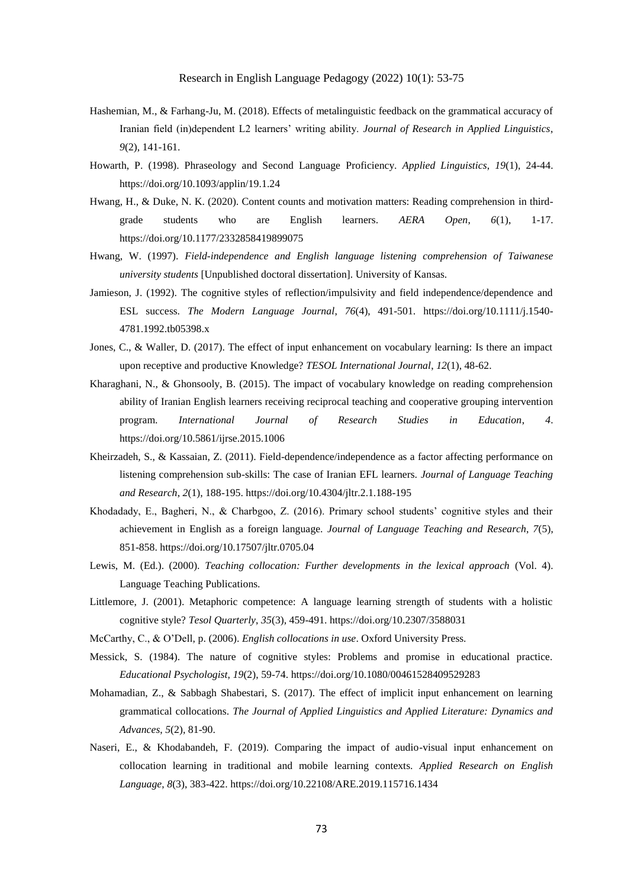Hashemian, M., & Farhang-Ju, M. (2018). Effects of metalinguistic feedback on the grammatical accuracy of Iranian field (in)dependent L2 learners' writing ability. *Journal of Research in Applied Linguistics*, *9*(2), 141-161.

Howarth, P. (1998). Phraseology and Second Language Proficiency. *Applied Linguistics*, *19*(1), 24-44. https://doi.org/10.1093/applin/19.1.24

Hwang, H., & Duke, N. K. (2020). Content counts and motivation matters: Reading comprehension in third-grade students who are English learners. *AERA Open*, *6*(1), 1-17. https://doi.org/10.1177/2332858419899075

Hwang, W. (1997). *Field-independence and English language listening comprehension of Taiwanese university students* [Unpublished doctoral dissertation]. University of Kansas.

Jamieson, J. (1992). The cognitive styles of reflection/impulsivity and field independence/dependence and ESL success. *The Modern Language Journal*, *76*(4), 491-501. https://doi.org/10.1111/j.1540-4781.1992.tb05398.x

Jones, C., & Waller, D. (2017). The effect of input enhancement on vocabulary learning: Is there an impact upon receptive and productive Knowledge? *TESOL International Journal*, *12*(1), 48-62.

Kharaghani, N., & Ghonsooly, B. (2015). The impact of vocabulary knowledge on reading comprehension ability of Iranian English learners receiving reciprocal teaching and cooperative grouping intervention program. *International Journal of Research Studies in Education*, *4*. https://doi.org/10.5861/ijrse.2015.1006

Kheirzadeh, S., & Kassaian, Z. (2011). Field-dependence/independence as a factor affecting performance on listening comprehension sub-skills: The case of Iranian EFL learners. *Journal of Language Teaching and Research*, *2*(1), 188-195. https://doi.org/10.4304/jltr.2.1.188-195

Khodadady, E., Bagheri, N., & Charbgoo, Z. (2016). Primary school students' cognitive styles and their achievement in English as a foreign language. *Journal of Language Teaching and Research*, *7*(5), 851-858. https://doi.org/10.17507/jltr.0705.04

Lewis, M. (Ed.). (2000). *Teaching collocation: Further developments in the lexical approach* (Vol. 4). Language Teaching Publications.

Littlemore, J. (2001). Metaphoric competence: A language learning strength of students with a holistic cognitive style? *Tesol Quarterly*, *35*(3), 459-491. https://doi.org/10.2307/3588031

McCarthy, C., & O'Dell, p. (2006). *English collocations in use*. Oxford University Press.

Messick, S. (1984). The nature of cognitive styles: Problems and promise in educational practice. *Educational Psychologist*, *19*(2), 59-74. https://doi.org/10.1080/00461528409529283

Mohamadian, Z., & Sabbagh Shabestari, S. (2017). The effect of implicit input enhancement on learning grammatical collocations. *The Journal of Applied Linguistics and Applied Literature: Dynamics and Advances*, *5*(2), 81-90.

Naseri, E., & Khodabandeh, F. (2019). Comparing the impact of audio-visual input enhancement on collocation learning in traditional and mobile learning contexts. *Applied Research on English Language*, *8*(3), 383-422. https://doi.org/10.22108/ARE.2019.115716.1434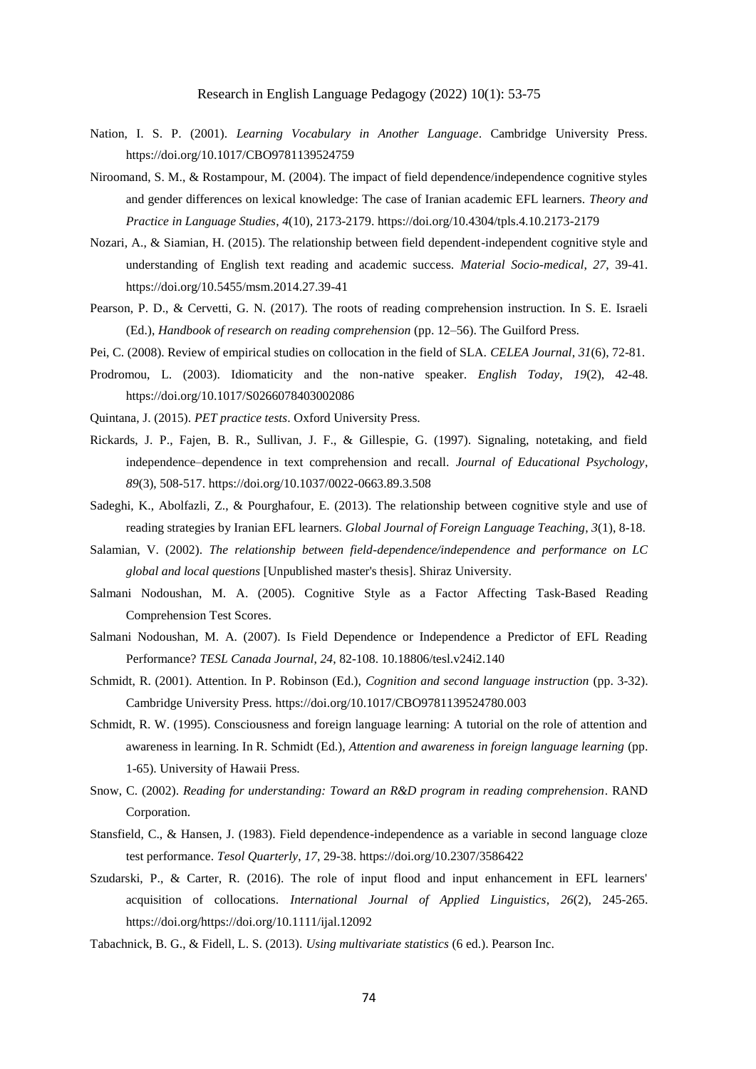Nation, I. S. P. (2001). *Learning Vocabulary in Another Language*. Cambridge University Press. https://doi.org/10.1017/CBO9781139524759

Niroomand, S. M., & Rostampour, M. (2004). The impact of field dependence/independence cognitive styles and gender differences on lexical knowledge: The case of Iranian academic EFL learners. *Theory and Practice in Language Studies*, *4*(10), 2173-2179. https://doi.org/10.4304/tpls.4.10.2173-2179

Nozari, A., & Siamian, H. (2015). The relationship between field dependent-independent cognitive style and understanding of English text reading and academic success. *Material Socio-medical*, *27*, 39-41. https://doi.org/10.5455/msm.2014.27.39-41

Pearson, P. D., & Cervetti, G. N. (2017). The roots of reading comprehension instruction. In S. E. Israeli (Ed.), *Handbook of research on reading comprehension* (pp. 12–56). The Guilford Press.

Pei, C. (2008). Review of empirical studies on collocation in the field of SLA. *CELEA Journal*, *31*(6), 72-81.

Prodromou, L. (2003). Idiomaticity and the non-native speaker. *English Today*, *19*(2), 42-48. https://doi.org/10.1017/S0266078403002086

Quintana, J. (2015). *PET practice tests*. Oxford University Press.

Rickards, J. P., Fajen, B. R., Sullivan, J. F., & Gillespie, G. (1997). Signaling, notetaking, and field independence–dependence in text comprehension and recall. *Journal of Educational Psychology*, *89*(3), 508-517. https://doi.org/10.1037/0022-0663.89.3.508

Sadeghi, K., Abolfazli, Z., & Pourghafour, E. (2013). The relationship between cognitive style and use of reading strategies by Iranian EFL learners. *Global Journal of Foreign Language Teaching*, *3*(1), 8-18.

Salamian, V. (2002). *The relationship between field-dependence/independence and performance on LC global and local questions* [Unpublished master's thesis]. Shiraz University.

Salmani Nodoushan, M. A. (2005). Cognitive Style as a Factor Affecting Task-Based Reading Comprehension Test Scores.

Salmani Nodoushan, M. A. (2007). Is Field Dependence or Independence a Predictor of EFL Reading Performance? *TESL Canada Journal*, *24*, 82-108. 10.18806/tesl.v24i2.140

Schmidt, R. (2001). Attention. In P. Robinson (Ed.), *Cognition and second language instruction* (pp. 3-32). Cambridge University Press. https://doi.org/10.1017/CBO9781139524780.003

Schmidt, R. W. (1995). Consciousness and foreign language learning: A tutorial on the role of attention and awareness in learning. In R. Schmidt (Ed.), *Attention and awareness in foreign language learning* (pp. 1-65). University of Hawaii Press.

Snow, C. (2002). *Reading for understanding: Toward an R&D program in reading comprehension*. RAND Corporation.

Stansfield, C., & Hansen, J. (1983). Field dependence-independence as a variable in second language cloze test performance. *Tesol Quarterly*, *17*, 29-38. https://doi.org/10.2307/3586422

Szudarski, P., & Carter, R. (2016). The role of input flood and input enhancement in EFL learners' acquisition of collocations. *International Journal of Applied Linguistics*, *26*(2), 245-265. https://doi.org/https://doi.org/10.1111/ijal.12092

Tabachnick, B. G., & Fidell, L. S. (2013). *Using multivariate statistics* (6 ed.). Pearson Inc.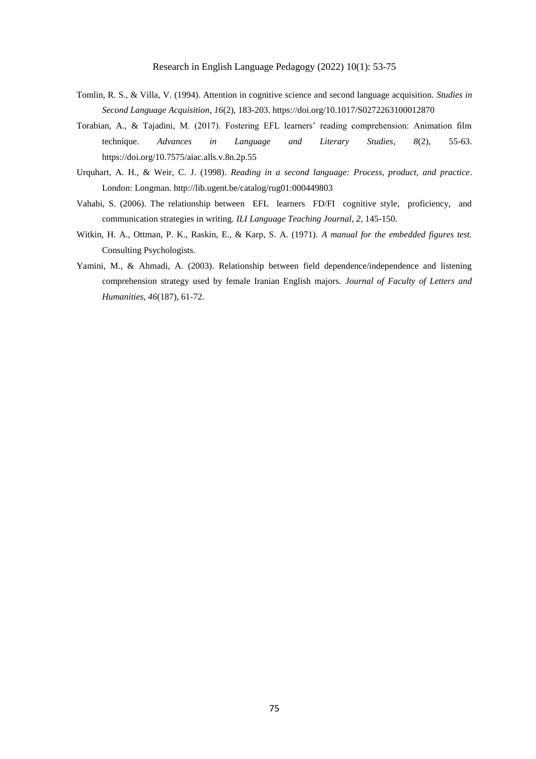Tomlin, R. S., & Villa, V. (1994). Attention in cognitive science and second language acquisition. *Studies in Second Language Acquisition*, *16*(2), 183-203. https://doi.org/10.1017/S0272263100012870

Torabian, A., & Tajadini, M. (2017). Fostering EFL learners' reading comprehension: Animation film technique. *Advances in Language and Literary Studies*, *8*(2), 55-63. https://doi.org/10.7575/aiac.alls.v.8n.2p.55

Urquhart, A. H., & Weir, C. J. (1998). *Reading in a second language: Process, product, and practice*. London: Longman. http://lib.ugent.be/catalog/rug01:000449803

Vahabi, S. (2006). The relationship between EFL learners FD/FI cognitive style, proficiency, and communication strategies in writing. *ILI Language Teaching Journal*, *2*, 145-150.

Witkin, H. A., Ottman, P. K., Raskin, E., & Karp, S. A. (1971). *A manual for the embedded figures test.* Consulting Psychologists.

Yamini, M., & Ahmadi, A. (2003). Relationship between field dependence/independence and listening comprehension strategy used by female Iranian English majors. *Journal of Faculty of Letters and Humanities*, *46*(187), 61-72.